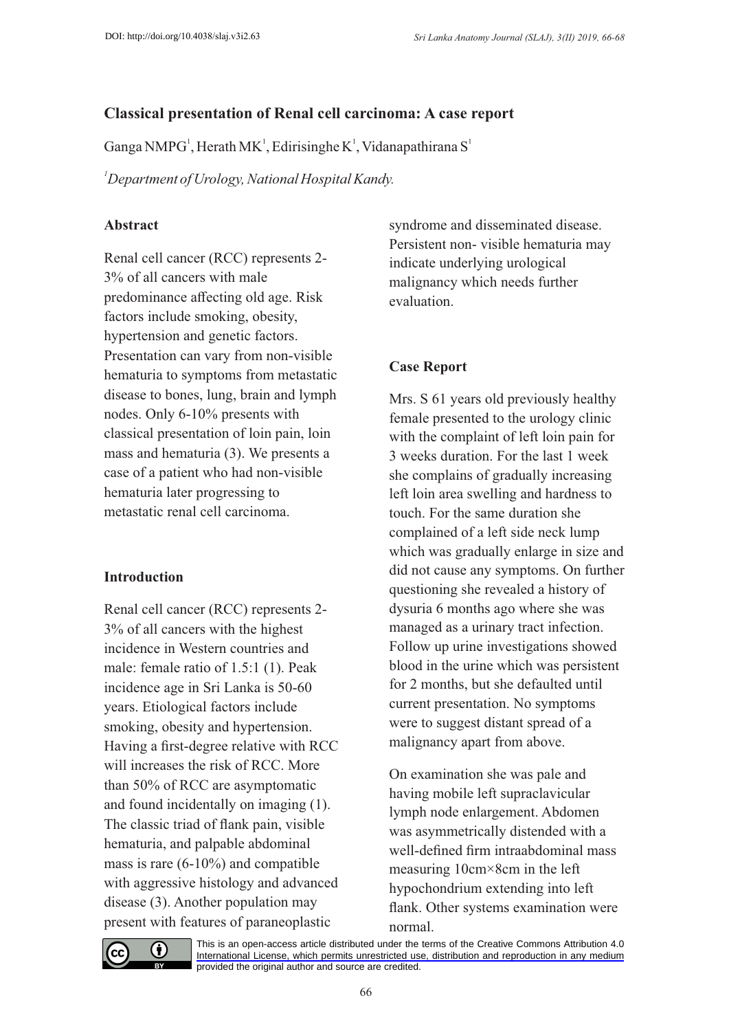DOI: http://doi.org/10.4038/slaj.v3i2.63

# Classical presentation of Renal cell carcinoma: A case report

Ganga NMPG[1], Herath MK[1], Edirisinghe K[1], Vidanapathirana S[1]

[1]*Department of Urology, National Hospital Kandy.*

## Abstract

Renal cell cancer (RCC) represents 2-3% of all cancers with male predominance affecting old age. Risk factors include smoking, obesity, hypertension and genetic factors. Presentation can vary from non-visible hematuria to symptoms from metastatic disease to bones, lung, brain and lymph nodes. Only 6-10% presents with classical presentation of loin pain, loin mass and hematuria (3). We presents a case of a patient who had non-visible hematuria later progressing to metastatic renal cell carcinoma.

## Introduction

Renal cell cancer (RCC) represents 2-3% of all cancers with the highest incidence in Western countries and male: female ratio of 1.5:1 (1). Peak incidence age in Sri Lanka is 50-60 years. Etiological factors include smoking, obesity and hypertension. Having a first-degree relative with RCC will increases the risk of RCC. More than 50% of RCC are asymptomatic and found incidentally on imaging (1). The classic triad of flank pain, visible hematuria, and palpable abdominal mass is rare (6-10%) and compatible with aggressive histology and advanced disease (3). Another population may present with features of paraneoplastic syndrome and disseminated disease. Persistent non- visible hematuria may indicate underlying urological malignancy which needs further evaluation.

## Case Report

Mrs. S 61 years old previously healthy female presented to the urology clinic with the complaint of left loin pain for 3 weeks duration. For the last 1 week she complains of gradually increasing left loin area swelling and hardness to touch. For the same duration she complained of a left side neck lump which was gradually enlarge in size and did not cause any symptoms. On further questioning she revealed a history of dysuria 6 months ago where she was managed as a urinary tract infection. Follow up urine investigations showed blood in the urine which was persistent for 2 months, but she defaulted until current presentation. No symptoms were to suggest distant spread of a malignancy apart from above.

On examination she was pale and having mobile left supraclavicular lymph node enlargement. Abdomen was asymmetrically distended with a well-defined firm intraabdominal mass measuring 10cm×8cm in the left hypochondrium extending into left flank. Other systems examination were normal.

This is an open-access article distributed under the terms of the Creative Commons Attribution 4.0 International License, which permits unrestricted use, distribution and reproduction in any medium provided the original author and source are credited.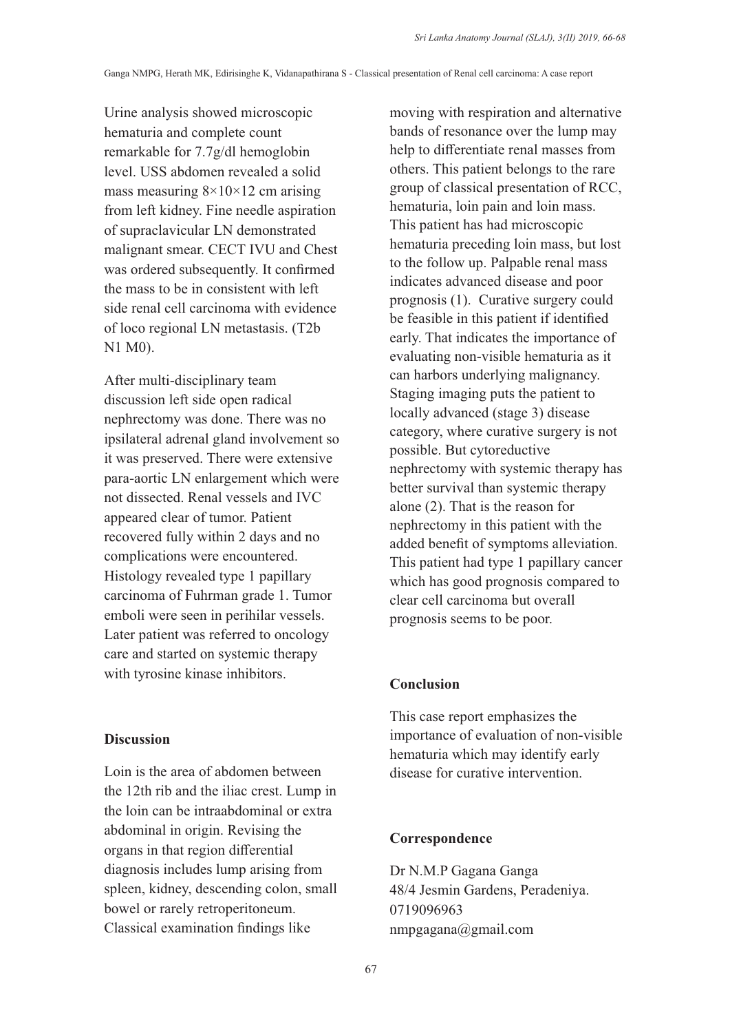Urine analysis showed microscopic hematuria and complete count remarkable for 7.7g/dl hemoglobin level. USS abdomen revealed a solid mass measuring 8×10×12 cm arising from left kidney. Fine needle aspiration of supraclavicular LN demonstrated malignant smear. CECT IVU and Chest was ordered subsequently. It confirmed the mass to be in consistent with left side renal cell carcinoma with evidence of loco regional LN metastasis. (T2b N1 M0).

After multi-disciplinary team discussion left side open radical nephrectomy was done. There was no ipsilateral adrenal gland involvement so it was preserved. There were extensive para-aortic LN enlargement which were not dissected. Renal vessels and IVC appeared clear of tumor. Patient recovered fully within 2 days and no complications were encountered. Histology revealed type 1 papillary carcinoma of Fuhrman grade 1. Tumor emboli were seen in perihilar vessels. Later patient was referred to oncology care and started on systemic therapy with tyrosine kinase inhibitors.

## Discussion

Loin is the area of abdomen between the 12th rib and the iliac crest. Lump in the loin can be intraabdominal or extra abdominal in origin. Revising the organs in that region differential diagnosis includes lump arising from spleen, kidney, descending colon, small bowel or rarely retroperitoneum. Classical examination findings like moving with respiration and alternative bands of resonance over the lump may help to differentiate renal masses from others. This patient belongs to the rare group of classical presentation of RCC, hematuria, loin pain and loin mass. This patient has had microscopic hematuria preceding loin mass, but lost to the follow up. Palpable renal mass indicates advanced disease and poor prognosis (1). Curative surgery could be feasible in this patient if identified early. That indicates the importance of evaluating non-visible hematuria as it can harbors underlying malignancy. Staging imaging puts the patient to locally advanced (stage 3) disease category, where curative surgery is not possible. But cytoreductive nephrectomy with systemic therapy has better survival than systemic therapy alone (2). That is the reason for nephrectomy in this patient with the added benefit of symptoms alleviation. This patient had type 1 papillary cancer which has good prognosis compared to clear cell carcinoma but overall prognosis seems to be poor.

## Conclusion

This case report emphasizes the importance of evaluation of non-visible hematuria which may identify early disease for curative intervention.

## Correspondence

Dr N.M.P Gagana Ganga
48/4 Jesmin Gardens, Peradeniya.
0719096963
nmpgagana@gmail.com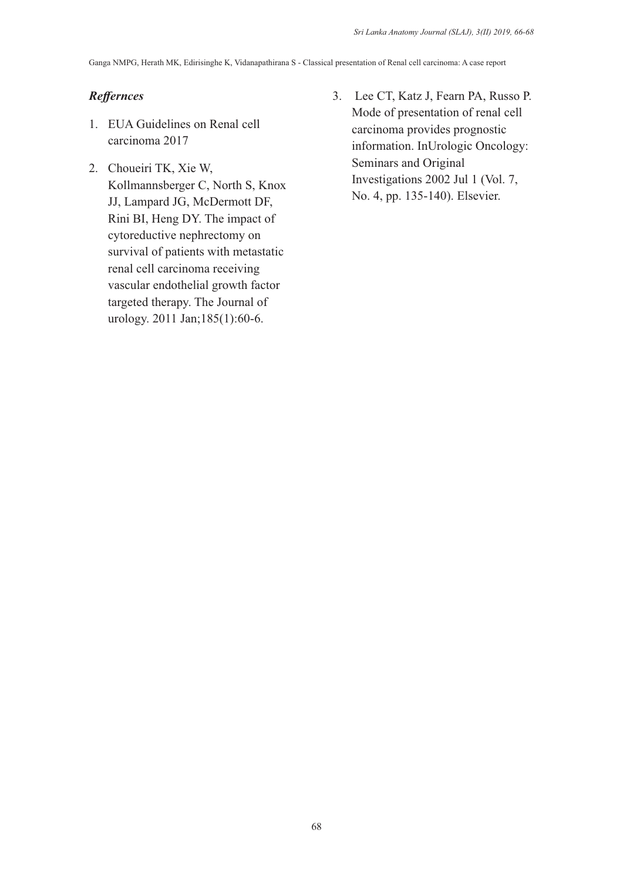### *Reffernces*

1. EUA Guidelines on Renal cell carcinoma 2017
2. Choueiri TK, Xie W, Kollmannsberger C, North S, Knox JJ, Lampard JG, McDermott DF, Rini BI, Heng DY. The impact of cytoreductive nephrectomy on survival of patients with metastatic renal cell carcinoma receiving vascular endothelial growth factor targeted therapy. The Journal of urology. 2011 Jan;185(1):60-6.
3. Lee CT, Katz J, Fearn PA, Russo P. Mode of presentation of renal cell carcinoma provides prognostic information. InUrologic Oncology: Seminars and Original Investigations 2002 Jul 1 (Vol. 7, No. 4, pp. 135-140). Elsevier.